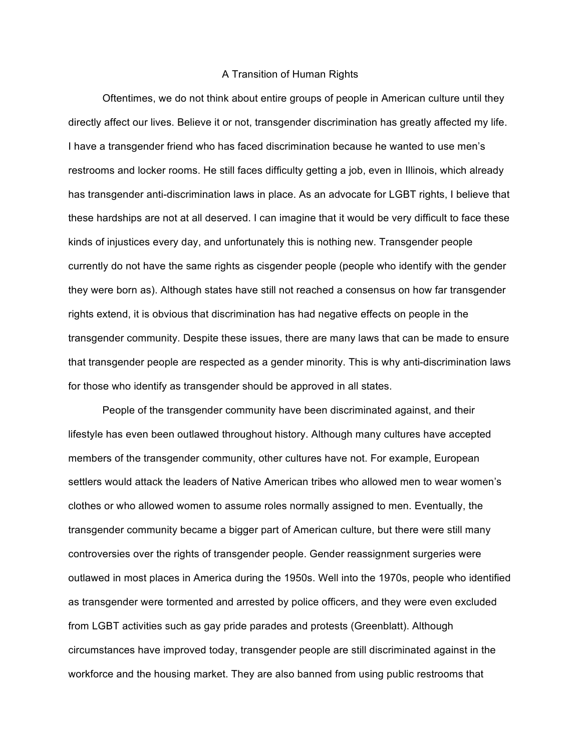# A Transition of Human Rights

Oftentimes, we do not think about entire groups of people in American culture until they directly affect our lives. Believe it or not, transgender discrimination has greatly affected my life. I have a transgender friend who has faced discrimination because he wanted to use men's restrooms and locker rooms. He still faces difficulty getting a job, even in Illinois, which already has transgender anti-discrimination laws in place. As an advocate for LGBT rights, I believe that these hardships are not at all deserved. I can imagine that it would be very difficult to face these kinds of injustices every day, and unfortunately this is nothing new. Transgender people currently do not have the same rights as cisgender people (people who identify with the gender they were born as). Although states have still not reached a consensus on how far transgender rights extend, it is obvious that discrimination has had negative effects on people in the transgender community. Despite these issues, there are many laws that can be made to ensure that transgender people are respected as a gender minority. This is why anti-discrimination laws for those who identify as transgender should be approved in all states.

People of the transgender community have been discriminated against, and their lifestyle has even been outlawed throughout history. Although many cultures have accepted members of the transgender community, other cultures have not. For example, European settlers would attack the leaders of Native American tribes who allowed men to wear women's clothes or who allowed women to assume roles normally assigned to men. Eventually, the transgender community became a bigger part of American culture, but there were still many controversies over the rights of transgender people. Gender reassignment surgeries were outlawed in most places in America during the 1950s. Well into the 1970s, people who identified as transgender were tormented and arrested by police officers, and they were even excluded from LGBT activities such as gay pride parades and protests (Greenblatt). Although circumstances have improved today, transgender people are still discriminated against in the workforce and the housing market. They are also banned from using public restrooms that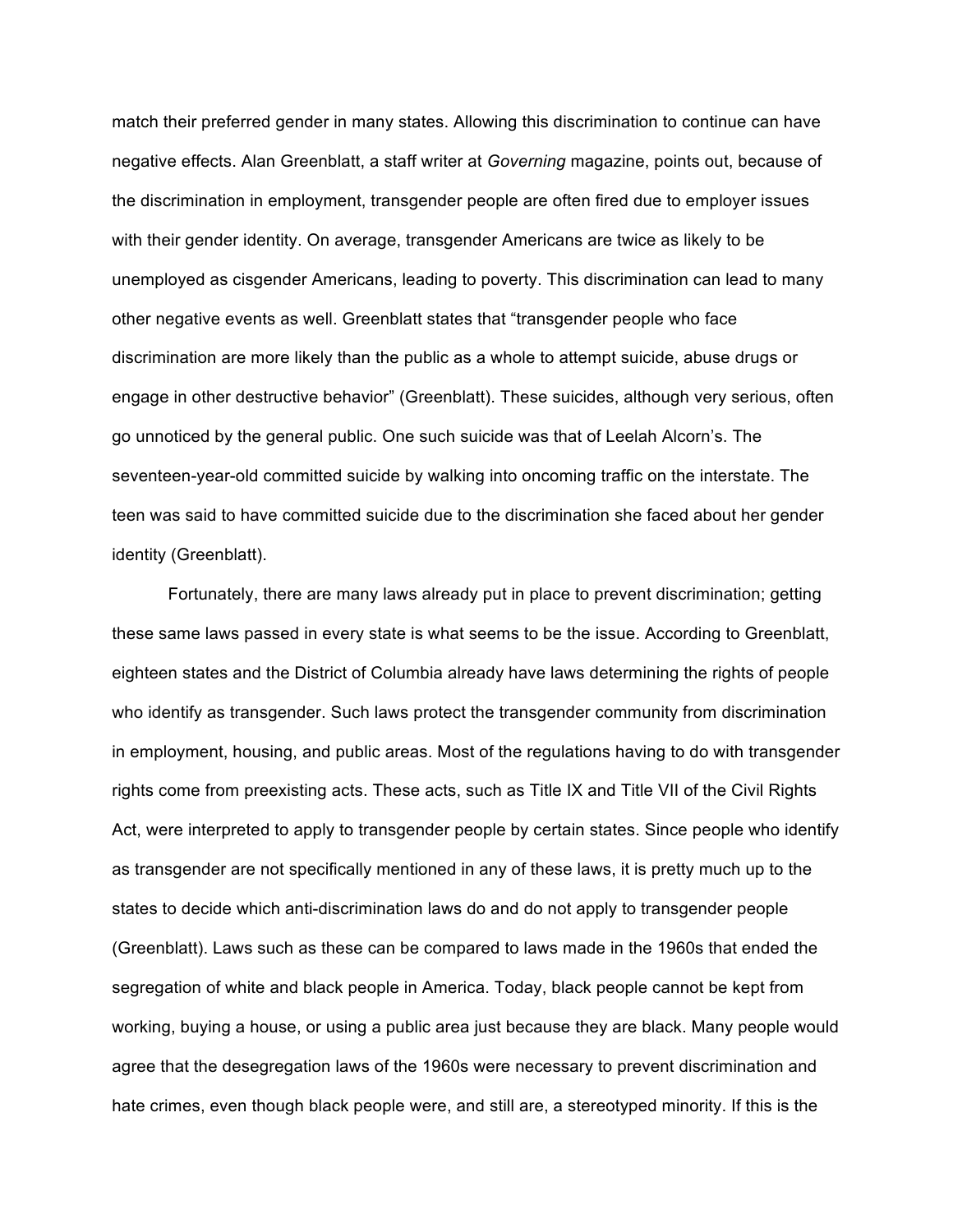match their preferred gender in many states. Allowing this discrimination to continue can have negative effects. Alan Greenblatt, a staff writer at *Governing* magazine, points out, because of the discrimination in employment, transgender people are often fired due to employer issues with their gender identity. On average, transgender Americans are twice as likely to be unemployed as cisgender Americans, leading to poverty. This discrimination can lead to many other negative events as well. Greenblatt states that "transgender people who face discrimination are more likely than the public as a whole to attempt suicide, abuse drugs or engage in other destructive behavior" (Greenblatt). These suicides, although very serious, often go unnoticed by the general public. One such suicide was that of Leelah Alcorn's. The seventeen-year-old committed suicide by walking into oncoming traffic on the interstate. The teen was said to have committed suicide due to the discrimination she faced about her gender identity (Greenblatt).

Fortunately, there are many laws already put in place to prevent discrimination; getting these same laws passed in every state is what seems to be the issue. According to Greenblatt, eighteen states and the District of Columbia already have laws determining the rights of people who identify as transgender. Such laws protect the transgender community from discrimination in employment, housing, and public areas. Most of the regulations having to do with transgender rights come from preexisting acts. These acts, such as Title IX and Title VII of the Civil Rights Act, were interpreted to apply to transgender people by certain states. Since people who identify as transgender are not specifically mentioned in any of these laws, it is pretty much up to the states to decide which anti-discrimination laws do and do not apply to transgender people (Greenblatt). Laws such as these can be compared to laws made in the 1960s that ended the segregation of white and black people in America. Today, black people cannot be kept from working, buying a house, or using a public area just because they are black. Many people would agree that the desegregation laws of the 1960s were necessary to prevent discrimination and hate crimes, even though black people were, and still are, a stereotyped minority. If this is the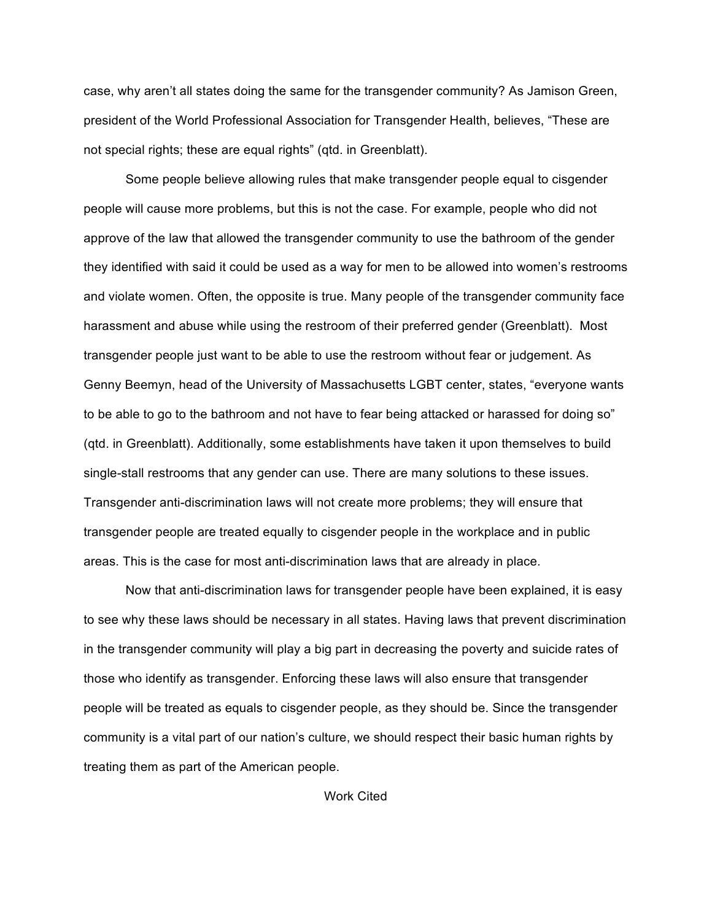case, why aren't all states doing the same for the transgender community? As Jamison Green, president of the World Professional Association for Transgender Health, believes, "These are not special rights; these are equal rights" (qtd. in Greenblatt).

Some people believe allowing rules that make transgender people equal to cisgender people will cause more problems, but this is not the case. For example, people who did not approve of the law that allowed the transgender community to use the bathroom of the gender they identified with said it could be used as a way for men to be allowed into women's restrooms and violate women. Often, the opposite is true. Many people of the transgender community face harassment and abuse while using the restroom of their preferred gender (Greenblatt). Most transgender people just want to be able to use the restroom without fear or judgement. As Genny Beemyn, head of the University of Massachusetts LGBT center, states, "everyone wants to be able to go to the bathroom and not have to fear being attacked or harassed for doing so" (qtd. in Greenblatt). Additionally, some establishments have taken it upon themselves to build single-stall restrooms that any gender can use. There are many solutions to these issues. Transgender anti-discrimination laws will not create more problems; they will ensure that transgender people are treated equally to cisgender people in the workplace and in public areas. This is the case for most anti-discrimination laws that are already in place.

Now that anti-discrimination laws for transgender people have been explained, it is easy to see why these laws should be necessary in all states. Having laws that prevent discrimination in the transgender community will play a big part in decreasing the poverty and suicide rates of those who identify as transgender. Enforcing these laws will also ensure that transgender people will be treated as equals to cisgender people, as they should be. Since the transgender community is a vital part of our nation's culture, we should respect their basic human rights by treating them as part of the American people.

Work Cited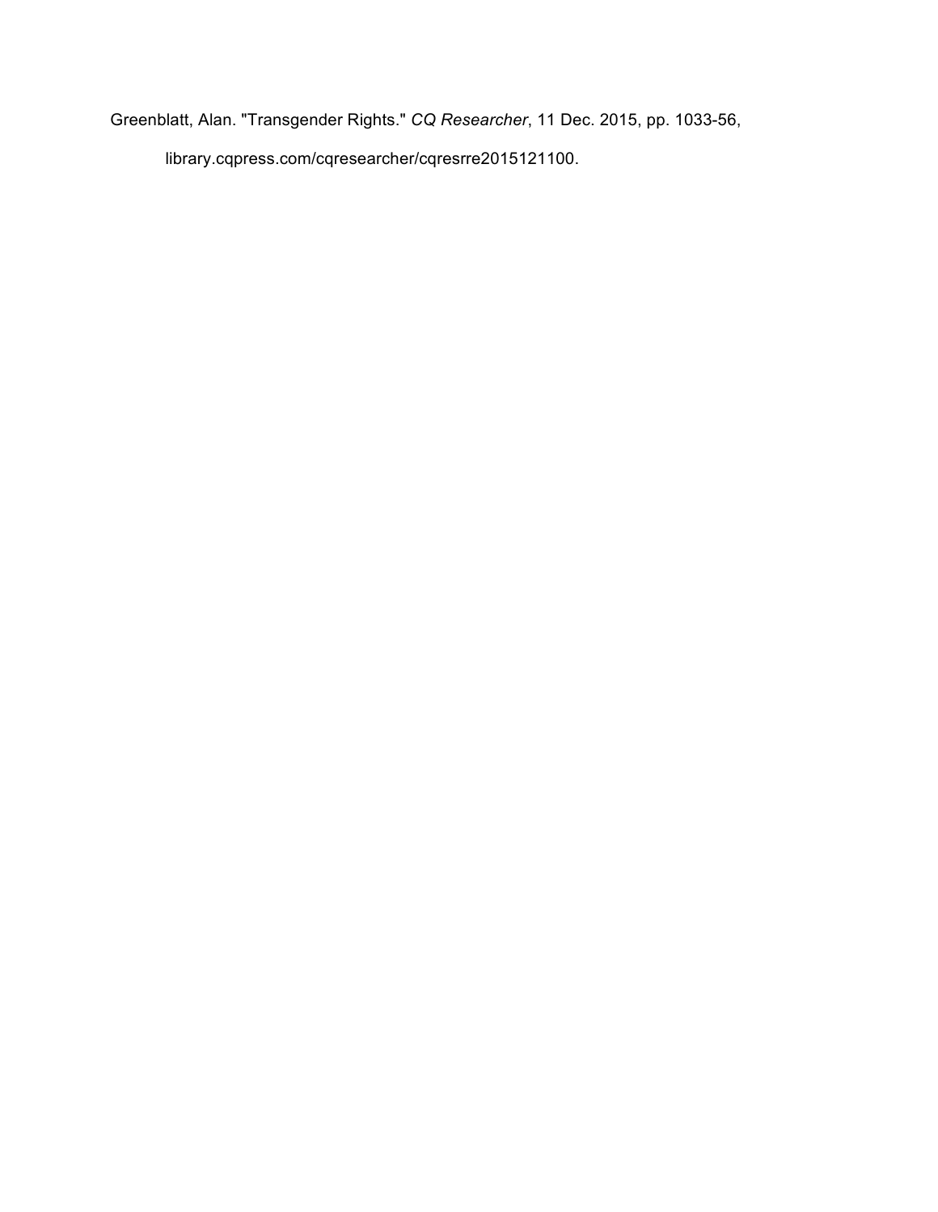Greenblatt, Alan. "Transgender Rights." *CQ Researcher*, 11 Dec. 2015, pp. 1033-56, library.cqpress.com/cqresearcher/cqresrre2015121100.